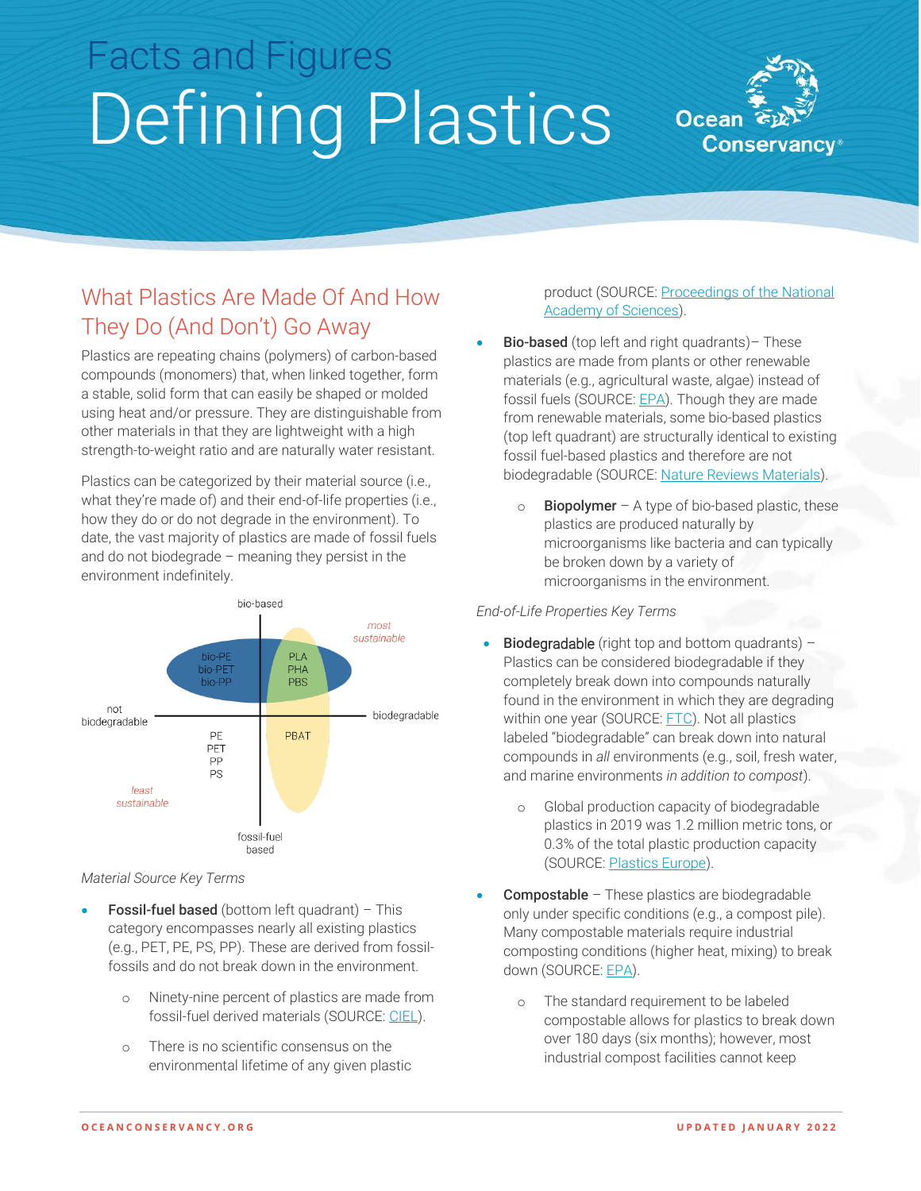# Facts and Figures

# Defining Plastics

## What Plastics Are Made Of And How They Do (And Don't) Go Away

Plastics are repeating chains (polymers) of carbon-based compounds (monomers) that, when linked together, form a stable, solid form that can easily be shaped or molded using heat and/or pressure. They are distinguishable from other materials in that they are lightweight with a high strength-to-weight ratio and are naturally water resistant.

Plastics can be categorized by their material source (i.e., what they're made of) and their end-of-life properties (i.e., how they do or do not degrade in the environment). To date, the vast majority of plastics are made of fossil fuels and do not biodegrade – meaning they persist in the environment indefinitely.

bio-based

*most sustainable*

bio-PE
bio-PET
bio-PP

PLA
PHA
PBS

not biodegradable

biodegradable

PE
PET
PP
PS

PBAT

*least sustainable*

fossil-fuel based

*Material Source Key Terms*

- **Fossil-fuel based** (bottom left quadrant) – This category encompasses nearly all existing plastics (e.g., PET, PE, PS, PP). These are derived from fossil-fossils and do not break down in the environment.
  - Ninety-nine percent of plastics are made from fossil-fuel derived materials (SOURCE: CIEL).
  - There is no scientific consensus on the environmental lifetime of any given plastic product (SOURCE: Proceedings of the National Academy of Sciences).
- **Bio-based** (top left and right quadrants)– These plastics are made from plants or other renewable materials (e.g., agricultural waste, algae) instead of fossil fuels (SOURCE: EPA). Though they are made from renewable materials, some bio-based plastics (top left quadrant) are structurally identical to existing fossil fuel-based plastics and therefore are not biodegradable (SOURCE: Nature Reviews Materials).
  - **Biopolymer** – A type of bio-based plastic, these plastics are produced naturally by microorganisms like bacteria and can typically be broken down by a variety of microorganisms in the environment.

*End-of-Life Properties Key Terms*

- **Biodegradable** (right top and bottom quadrants) – Plastics can be considered biodegradable if they completely break down into compounds naturally found in the environment in which they are degrading within one year (SOURCE: FTC). Not all plastics labeled "biodegradable" can break down into natural compounds in *all* environments (e.g., soil, fresh water, and marine environments *in addition to compost*).
  - Global production capacity of biodegradable plastics in 2019 was 1.2 million metric tons, or 0.3% of the total plastic production capacity (SOURCE: Plastics Europe).
- **Compostable** – These plastics are biodegradable only under specific conditions (e.g., a compost pile). Many compostable materials require industrial composting conditions (higher heat, mixing) to break down (SOURCE: EPA).
  - The standard requirement to be labeled compostable allows for plastics to break down over 180 days (six months); however, most industrial compost facilities cannot keep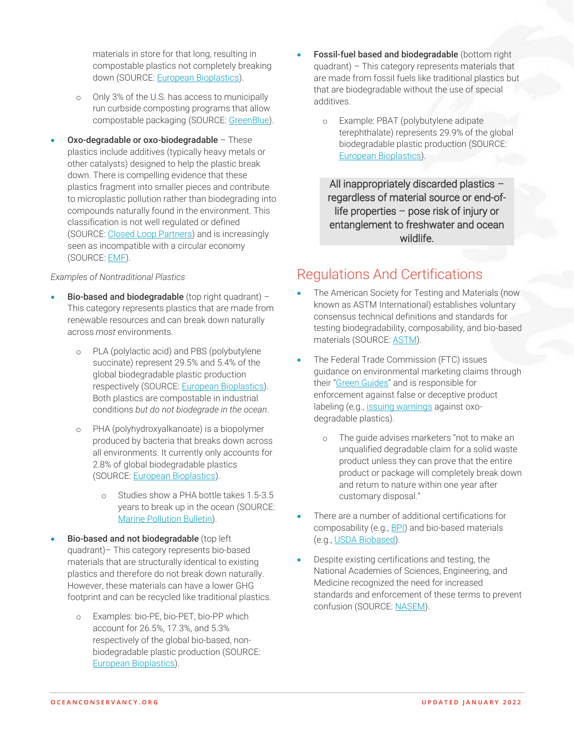materials in store for that long, resulting in compostable plastics not completely breaking down (SOURCE: European Bioplastics).

- Only 3% of the U.S. has access to municipally run curbside composting programs that allow compostable packaging (SOURCE: GreenBlue).

- **Oxo-degradable or oxo-biodegradable** – These plastics include additives (typically heavy metals or other catalysts) designed to help the plastic break down. There is compelling evidence that these plastics fragment into smaller pieces and contribute to microplastic pollution rather than biodegrading into compounds naturally found in the environment. This classification is not well regulated or defined (SOURCE: Closed Loop Partners) and is increasingly seen as incompatible with a circular economy (SOURCE: EMF).

*Examples of Nontraditional Plastics*

- **Bio-based and biodegradable** (top right quadrant) – This category represents plastics that are made from renewable resources and can break down naturally across *most* environments.
  - PLA (polylactic acid) and PBS (polybutylene succinate) represent 29.5% and 5.4% of the global biodegradable plastic production respectively (SOURCE: European Bioplastics). Both plastics are compostable in industrial conditions *but do not biodegrade in the ocean*.
  - PHA (polyhydroxyalkanoate) is a biopolymer produced by bacteria that breaks down across all environments. It currently only accounts for 2.8% of global biodegradable plastics (SOURCE: European Bioplastics).
    - Studies show a PHA bottle takes 1.5-3.5 years to break up in the ocean (SOURCE: Marine Pollution Bulletin).
- **Bio-based and not biodegradable** (top left quadrant)– This category represents bio-based materials that are structurally identical to existing plastics and therefore do not break down naturally. However, these materials can have a lower GHG footprint and can be recycled like traditional plastics.
  - Examples: bio-PE, bio-PET, bio-PP which account for 26.5%, 17.3%, and 5.3% respectively of the global bio-based, non-biodegradable plastic production (SOURCE: European Bioplastics).
- **Fossil-fuel based and biodegradable** (bottom right quadrant) – This category represents materials that are made from fossil fuels like traditional plastics but that are biodegradable without the use of special additives.
  - Example: PBAT (polybutylene adipate terephthalate) represents 29.9% of the global biodegradable plastic production (SOURCE: European Bioplastics).

All inappropriately discarded plastics – regardless of material source or end-of-life properties – pose risk of injury or entanglement to freshwater and ocean wildlife.

## Regulations And Certifications

- The American Society for Testing and Materials (now known as ASTM International) establishes voluntary consensus technical definitions and standards for testing biodegradability, composability, and bio-based materials (SOURCE: ASTM).
- The Federal Trade Commission (FTC) issues guidance on environmental marketing claims through their "Green Guides" and is responsible for enforcement against false or deceptive product labeling (e.g., issuing warnings against oxo-degradable plastics).
  - The guide advises marketers "not to make an unqualified degradable claim for a solid waste product unless they can prove that the entire product or package will completely break down and return to nature within one year after customary disposal."
- There are a number of additional certifications for composability (e.g., BPI) and bio-based materials (e.g., USDA Biobased).
- Despite existing certifications and testing, the National Academies of Sciences, Engineering, and Medicine recognized the need for increased standards and enforcement of these terms to prevent confusion (SOURCE: NASEM).